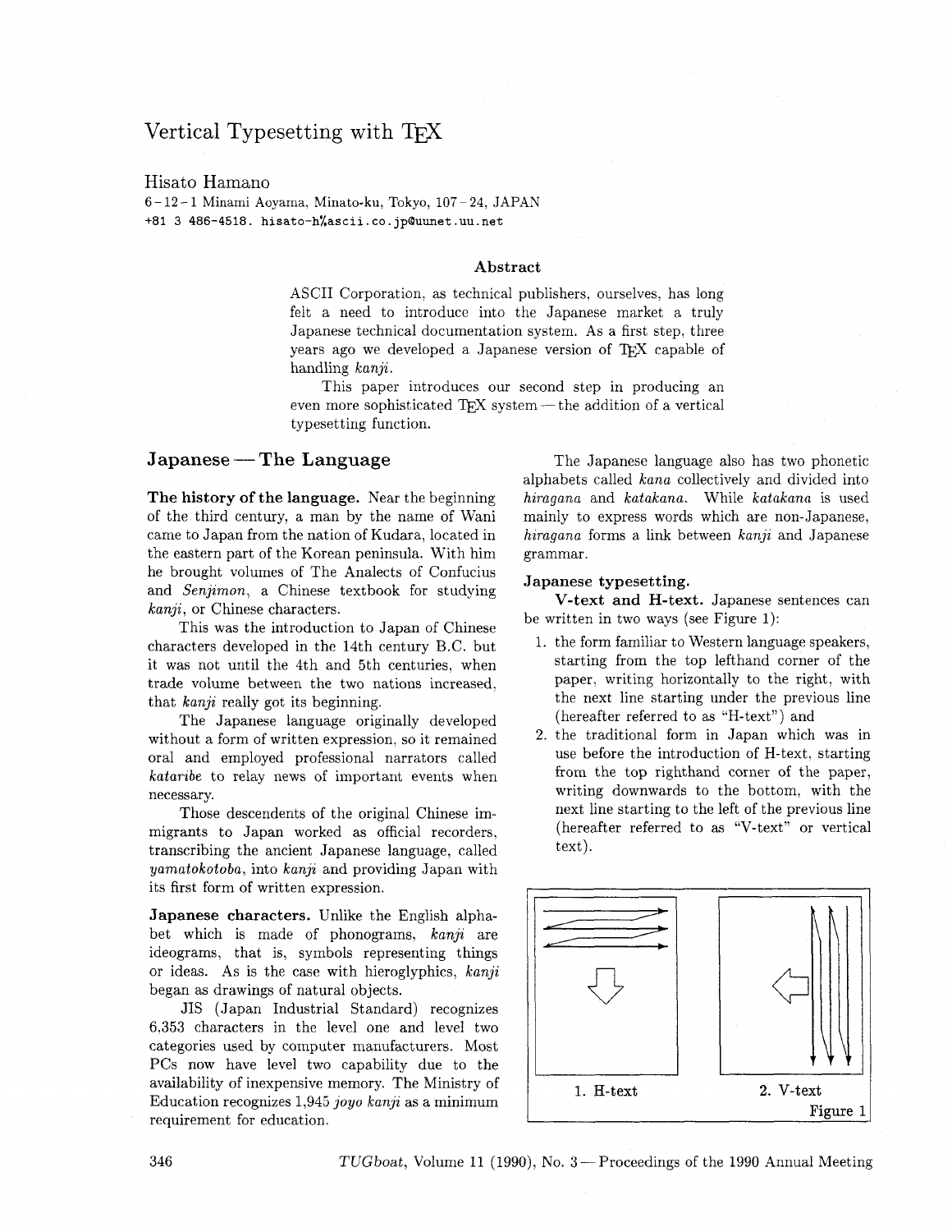# Vertical Typesetting with TEX

Hisato Hamano
6-12-1 Minami Aoyama, Minato-ku, Tokyo, 107-24, JAPAN
+81 3 486-4518. hisato-h%ascii.co.jp@uunet.uu.net

### Abstract

ASCII Corporation, as technical publishers, ourselves, has long felt a need to introduce into the Japanese market a truly Japanese technical documentation system. As a first step, three years ago we developed a Japanese version of TEX capable of handling *kanji*.

This paper introduces our second step in producing an even more sophisticated TEX system — the addition of a vertical typesetting function.

## Japanese — The Language

**The history of the language.** Near the beginning of the third century, a man by the name of Wani came to Japan from the nation of Kudara, located in the eastern part of the Korean peninsula. With him he brought volumes of The Analects of Confucius and *Senjimon*, a Chinese textbook for studying *kanji*, or Chinese characters.

This was the introduction to Japan of Chinese characters developed in the 14th century B.C. but it was not until the 4th and 5th centuries, when trade volume between the two nations increased, that *kanji* really got its beginning.

The Japanese language originally developed without a form of written expression, so it remained oral and employed professional narrators called *kataribe* to relay news of important events when necessary.

Those descendents of the original Chinese immigrants to Japan worked as official recorders, transcribing the ancient Japanese language, called *yamatokotoba*, into *kanji* and providing Japan with its first form of written expression.

**Japanese characters.** Unlike the English alphabet which is made of phonograms, *kanji* are ideograms, that is, symbols representing things or ideas. As is the case with hieroglyphics, *kanji* began as drawings of natural objects.

JIS (Japan Industrial Standard) recognizes 6,353 characters in the level one and level two categories used by computer manufacturers. Most PCs now have level two capability due to the availability of inexpensive memory. The Ministry of Education recognizes 1,945 *joyo kanji* as a minimum requirement for education.

The Japanese language also has two phonetic alphabets called *kana* collectively and divided into *hiragana* and *katakana*. While *katakana* is used mainly to express words which are non-Japanese, *hiragana* forms a link between *kanji* and Japanese grammar.

### Japanese typesetting.

**V-text and H-text.** Japanese sentences can be written in two ways (see Figure 1):

1. the form familiar to Western language speakers, starting from the top lefthand corner of the paper, writing horizontally to the right, with the next line starting under the previous line (hereafter referred to as "H-text") and
2. the traditional form in Japan which was in use before the introduction of H-text, starting from the top righthand corner of the paper, writing downwards to the bottom, with the next line starting to the left of the previous line (hereafter referred to as "V-text" or vertical text).

1. H-text 2. V-text

Figure 1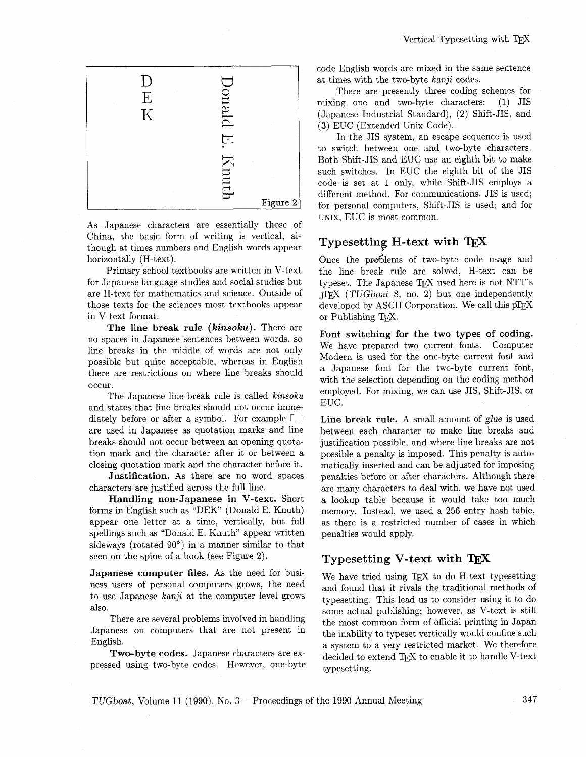D
E
K

Donald E. Knuth

Figure 2

As Japanese characters are essentially those of China, the basic form of writing is vertical, although at times numbers and English words appear horizontally (H-text).

Primary school textbooks are written in V-text for Japanese language studies and social studies but are H-text for mathematics and science. Outside of those texts for the sciences most textbooks appear in V-text format.

**The line break rule (*kinsoku*).** There are no spaces in Japanese sentences between words, so line breaks in the middle of words are not only possible but quite acceptable, whereas in English there are restrictions on where line breaks should occur.

The Japanese line break rule is called *kinsoku* and states that line breaks should not occur immediately before or after a symbol. For example 「 」 are used in Japanese as quotation marks and line breaks should not occur between an opening quotation mark and the character after it or between a closing quotation mark and the character before it.

**Justification.** As there are no word spaces characters are justified across the full line.

**Handling non-Japanese in V-text.** Short forms in English such as "DEK" (Donald E. Knuth) appear one letter at a time, vertically, but full spellings such as "Donald E. Knuth" appear written sideways (rotated 90°) in a manner similar to that seen on the spine of a book (see Figure 2).

**Japanese computer files.** As the need for business users of personal computers grows, the need to use Japanese *kanji* at the computer level grows also.

There are several problems involved in handling Japanese on computers that are not present in English.

**Two-byte codes.** Japanese characters are expressed using two-byte codes. However, one-byte code English words are mixed in the same sentence at times with the two-byte *kanji* codes.

There are presently three coding schemes for mixing one and two-byte characters: (1) JIS (Japanese Industrial Standard), (2) Shift-JIS, and (3) EUC (Extended Unix Code).

In the JIS system, an escape sequence is used to switch between one and two-byte characters. Both Shift-JIS and EUC use an eighth bit to make such switches. In EUC the eighth bit of the JIS code is set at 1 only, while Shift-JIS employs a different method. For communications, JIS is used; for personal computers, Shift-JIS is used; and for UNIX, EUC is most common.

## Typesetting H-text with TeX

Once the problems of two-byte code usage and the line break rule are solved, H-text can be typeset. The Japanese TeX used here is not NTT's JTeX (*TUGboat* 8, no. 2) but one independently developed by ASCII Corporation. We call this pTeX or Publishing TeX.

**Font switching for the two types of coding.** We have prepared two current fonts. Computer Modern is used for the one-byte current font and a Japanese font for the two-byte current font, with the selection depending on the coding method employed. For mixing, we can use JIS, Shift-JIS, or EUC.

**Line break rule.** A small amount of *glue* is used between each character to make line breaks and justification possible, and where line breaks are not possible a penalty is imposed. This penalty is automatically inserted and can be adjusted for imposing penalties before or after characters. Although there are many characters to deal with, we have not used a lookup table because it would take too much memory. Instead, we used a 256 entry hash table, as there is a restricted number of cases in which penalties would apply.

## Typesetting V-text with TeX

We have tried using TeX to do H-text typesetting and found that it rivals the traditional methods of typesetting. This lead us to consider using it to do some actual publishing; however, as V-text is still the most common form of official printing in Japan the inability to typeset vertically would confine such a system to a very restricted market. We therefore decided to extend TeX to enable it to handle V-text typesetting.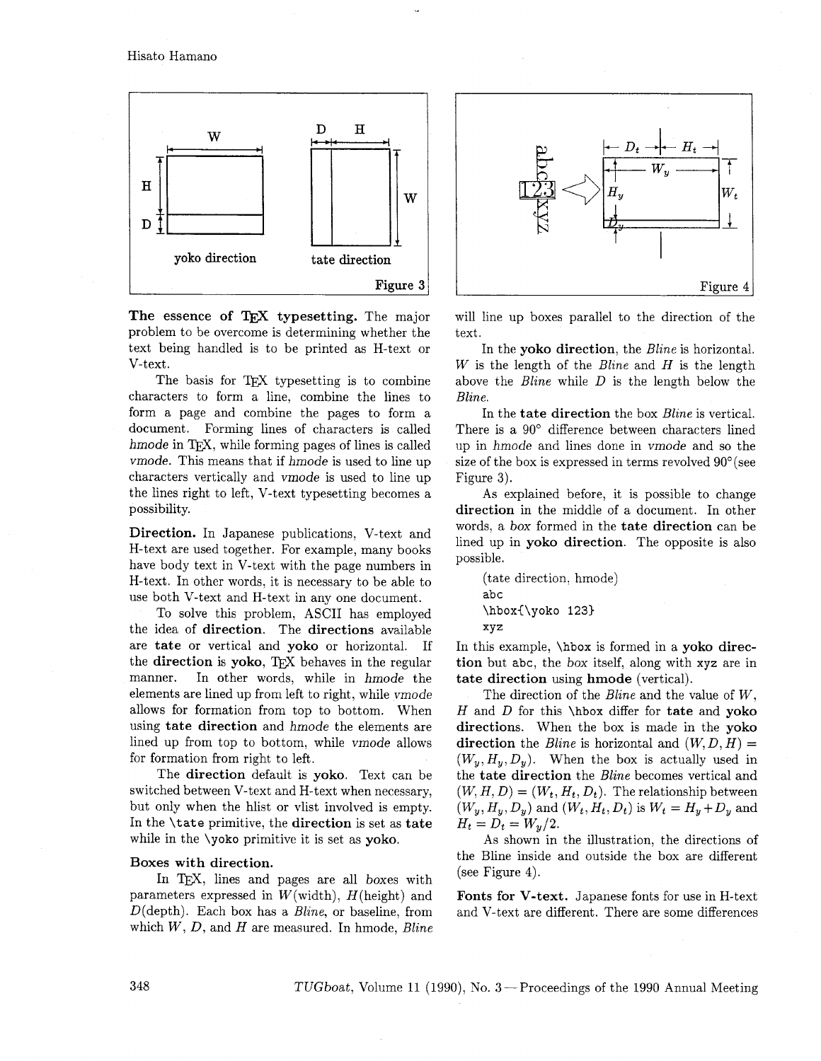Figure 3

Figure 4

**The essence of TEX typesetting.** The major problem to be overcome is determining whether the text being handled is to be printed as H-text or V-text.

The basis for TEX typesetting is to combine characters to form a line, combine the lines to form a page and combine the pages to form a document. Forming lines of characters is called *hmode* in TEX, while forming pages of lines is called *vmode*. This means that if *hmode* is used to line up characters vertically and *vmode* is used to line up the lines right to left, V-text typesetting becomes a possibility.

**Direction.** In Japanese publications, V-text and H-text are used together. For example, many books have body text in V-text with the page numbers in H-text. In other words, it is necessary to be able to use both V-text and H-text in any one document.

To solve this problem, ASCII has employed the idea of **direction**. The **directions** available are **tate** or vertical and **yoko** or horizontal. If the **direction** is **yoko**, TEX behaves in the regular manner. In other words, while in *hmode* the elements are lined up from left to right, while *vmode* allows for formation from top to bottom. When using **tate direction** and *hmode* the elements are lined up from top to bottom, while *vmode* allows for formation from right to left.

The **direction** default is **yoko**. Text can be switched between V-text and H-text when necessary, but only when the hlist or vlist involved is empty. In the `\tate` primitive, the **direction** is set as **tate** while in the `\yoko` primitive it is set as **yoko**.

### Boxes with direction.

In TEX, lines and pages are all *boxes* with parameters expressed in *W*(width), *H*(height) and *D*(depth). Each box has a *Bline*, or baseline, from which *W*, *D*, and *H* are measured. In hmode, *Bline* will line up boxes parallel to the direction of the text.

In the **yoko direction**, the *Bline* is horizontal. *W* is the length of the *Bline* and *H* is the length above the *Bline* while *D* is the length below the *Bline*.

In the **tate direction** the box *Bline* is vertical. There is a 90° difference between characters lined up in *hmode* and lines done in *vmode* and so the size of the box is expressed in terms revolved 90° (see Figure 3).

As explained before, it is possible to change **direction** in the middle of a document. In other words, a *box* formed in the **tate direction** can be lined up in **yoko direction**. The opposite is also possible.

```
(tate direction, hmode)
abc
\hbox{\yoko 123}
xyz
```

In this example, `\hbox` is formed in a **yoko direction** but `abc`, the *box* itself, along with `xyz` are in **tate direction** using **hmode** (vertical).

The direction of the *Bline* and the value of *W*, *H* and *D* for this `\hbox` differ for **tate** and **yoko directions**. When the box is made in the **yoko direction** the *Bline* is horizontal and $(W, D, H) = (W_y, H_y, D_y)$. When the box is actually used in the **tate direction** the *Bline* becomes vertical and $(W, H, D) = (W_t, H_t, D_t)$. The relationship between $(W_y, H_y, D_y)$ and $(W_t, H_t, D_t)$ is $W_t = H_y + D_y$ and $H_t = D_t = W_y/2$.

As shown in the illustration, the directions of the Bline inside and outside the box are different (see Figure 4).

**Fonts for V-text.** Japanese fonts for use in H-text and V-text are different. There are some differences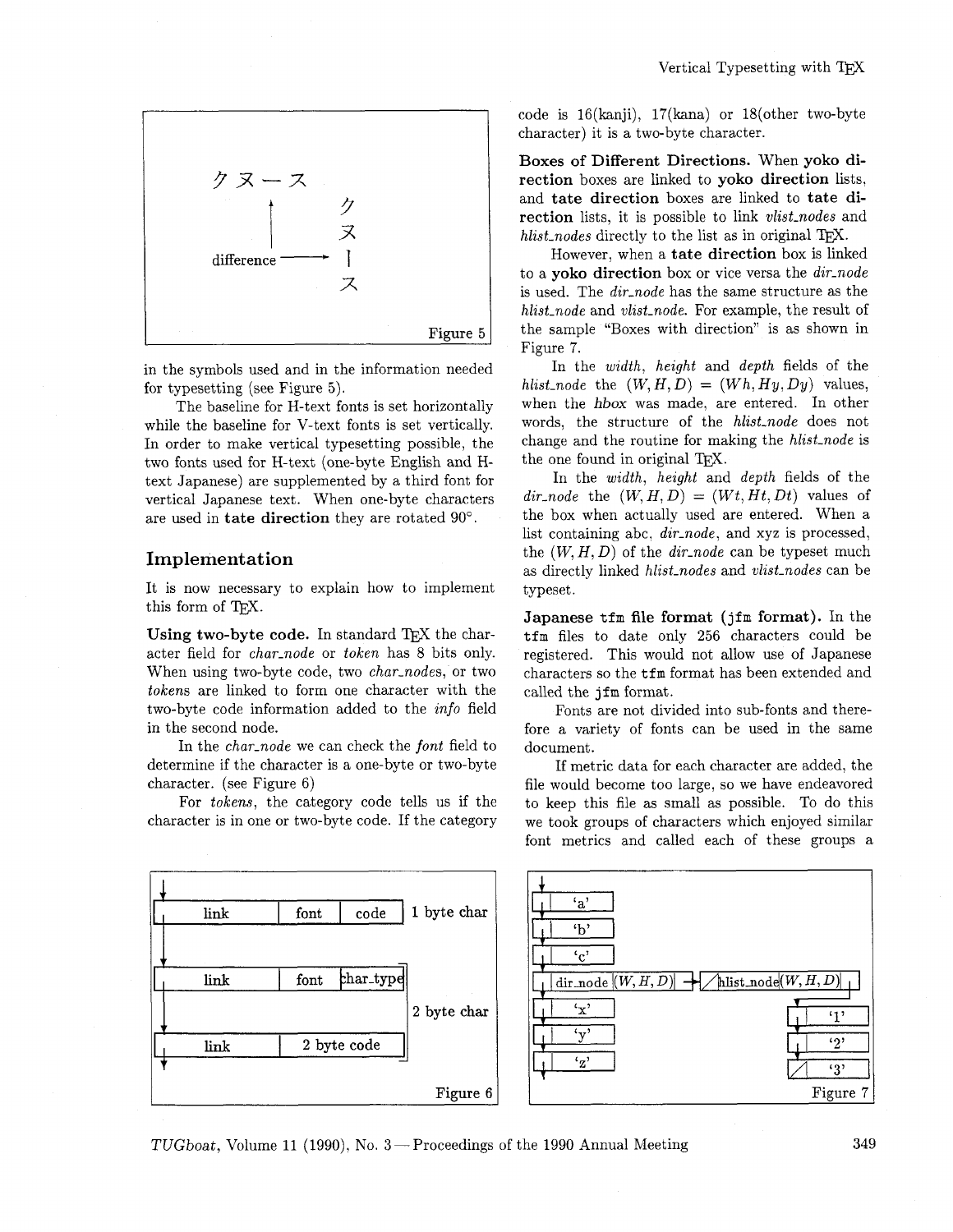Figure 5

in the symbols used and in the information needed for typesetting (see Figure 5).

The baseline for H-text fonts is set horizontally while the baseline for V-text fonts is set vertically. In order to make vertical typesetting possible, the two fonts used for H-text (one-byte English and H-text Japanese) are supplemented by a third font for vertical Japanese text. When one-byte characters are used in **tate direction** they are rotated 90°.

## Implementation

It is now necessary to explain how to implement this form of TEX.

**Using two-byte code.** In standard TEX the character field for *char_node* or *token* has 8 bits only. When using two-byte code, two *char_nodes*, or two *tokens* are linked to form one character with the two-byte code information added to the *info* field in the second node.

In the *char_node* we can check the *font* field to determine if the character is a one-byte or two-byte character. (see Figure 6)

For *tokens*, the category code tells us if the character is in one or two-byte code. If the category code is 16(kanji), 17(kana) or 18(other two-byte character) it is a two-byte character.

**Boxes of Different Directions.** When **yoko direction** boxes are linked to **yoko direction** lists, and **tate direction** boxes are linked to **tate direction** lists, it is possible to link *vlist_nodes* and *hlist_nodes* directly to the list as in original TEX.

However, when a **tate direction** box is linked to a **yoko direction** box or vice versa the *dir_node* is used. The *dir_node* has the same structure as the *hlist_node* and *vlist_node*. For example, the result of the sample "Boxes with direction" is as shown in Figure 7.

In the *width*, *height* and *depth* fields of the *hlist_node* the $(W, H, D) = (Wh, Hy, Dy)$ values, when the *hbox* was made, are entered. In other words, the structure of the *hlist_node* does not change and the routine for making the *hlist_node* is the one found in original TEX.

In the *width*, *height* and *depth* fields of the *dir_node* the $(W, H, D) = (Wt, Ht, Dt)$ values of the box when actually used are entered. When a list containing abc, *dir_node*, and xyz is processed, the $(W, H, D)$ of the *dir_node* can be typeset much as directly linked *hlist_nodes* and *vlist_nodes* can be typeset.

**Japanese `tfm` file format (`jfm` format).** In the `tfm` files to date only 256 characters could be registered. This would not allow use of Japanese characters so the `tfm` format has been extended and called the `jfm` format.

Fonts are not divided into sub-fonts and therefore a variety of fonts can be used in the same document.

If metric data for each character are added, the file would become too large, so we have endeavored to keep this file as small as possible. To do this we took groups of characters which enjoyed similar font metrics and called each of these groups a

Figure 6

Figure 7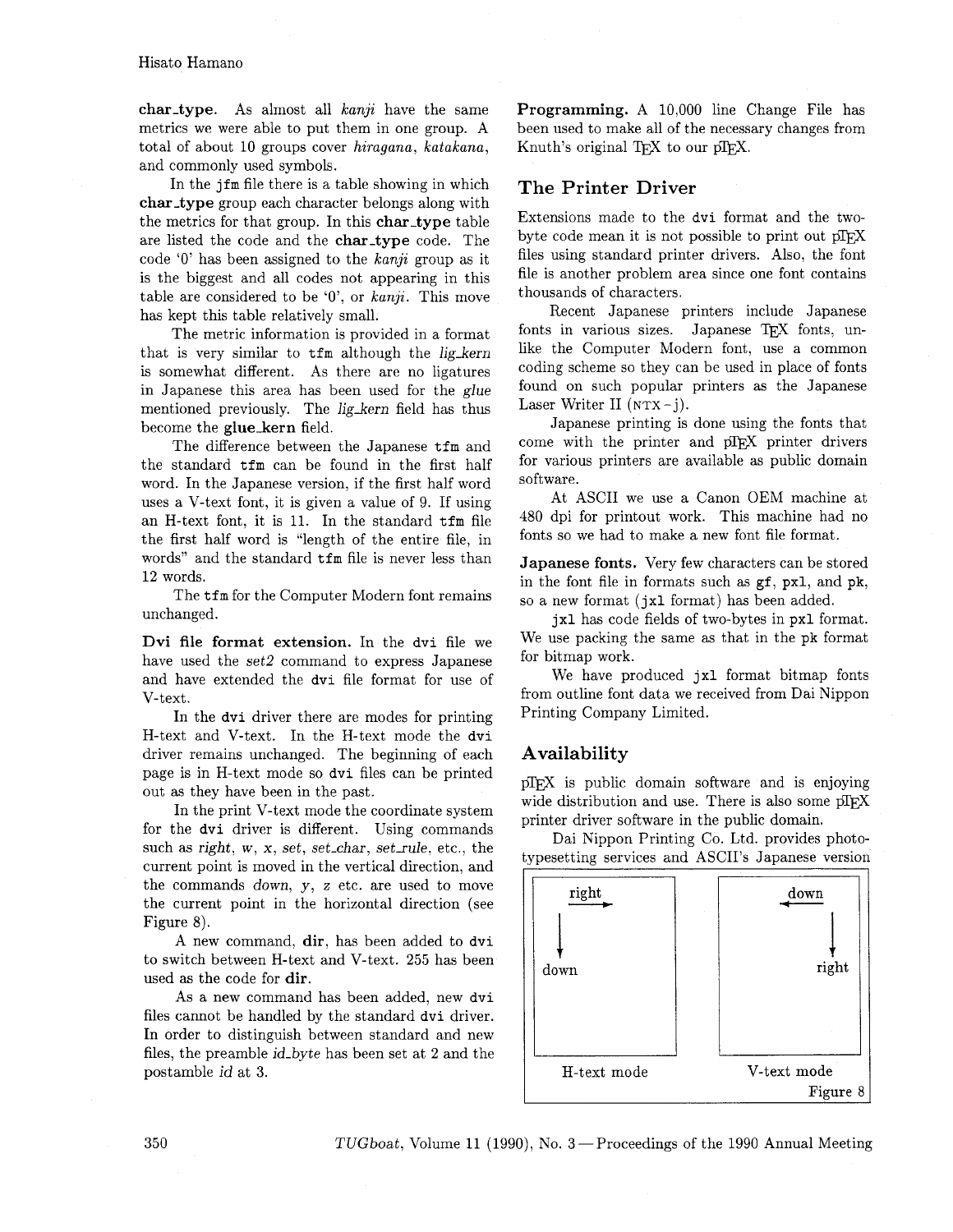**char_type**. As almost all *kanji* have the same metrics we were able to put them in one group. A total of about 10 groups cover *hiragana*, *katakana*, and commonly used symbols.

In the jfm file there is a table showing in which **char_type** group each character belongs along with the metrics for that group. In this **char_type** table are listed the code and the **char_type** code. The code '0' has been assigned to the *kanji* group as it is the biggest and all codes not appearing in this table are considered to be '0', or *kanji*. This move has kept this table relatively small.

The metric information is provided in a format that is very similar to tfm although the *lig_kern* is somewhat different. As there are no ligatures in Japanese this area has been used for the *glue* mentioned previously. The *lig_kern* field has thus become the **glue_kern** field.

The difference between the Japanese tfm and the standard tfm can be found in the first half word. In the Japanese version, if the first half word uses a V-text font, it is given a value of 9. If using an H-text font, it is 11. In the standard tfm file the first half word is "length of the entire file, in words" and the standard tfm file is never less than 12 words.

The tfm for the Computer Modern font remains unchanged.

**Dvi file format extension.** In the dvi file we have used the *set2* command to express Japanese and have extended the dvi file format for use of V-text.

In the dvi driver there are modes for printing H-text and V-text. In the H-text mode the dvi driver remains unchanged. The beginning of each page is in H-text mode so dvi files can be printed out as they have been in the past.

In the print V-text mode the coordinate system for the dvi driver is different. Using commands such as *right*, *w*, *x*, *set*, *set_char*, *set_rule*, etc., the current point is moved in the vertical direction, and the commands *down*, *y*, *z* etc. are used to move the current point in the horizontal direction (see Figure 8).

A new command, **dir**, has been added to dvi to switch between H-text and V-text. 255 has been used as the code for **dir**.

As a new command has been added, new dvi files cannot be handled by the standard dvi driver. In order to distinguish between standard and new files, the preamble *id_byte* has been set at 2 and the postamble *id* at 3.

**Programming.** A 10,000 line Change File has been used to make all of the necessary changes from Knuth's original TeX to our pTeX.

## The Printer Driver

Extensions made to the dvi format and the two-byte code mean it is not possible to print out pTeX files using standard printer drivers. Also, the font file is another problem area since one font contains thousands of characters.

Recent Japanese printers include Japanese fonts in various sizes. Japanese TeX fonts, unlike the Computer Modern font, use a common coding scheme so they can be used in place of fonts found on such popular printers as the Japanese Laser Writer II (NTX-j).

Japanese printing is done using the fonts that come with the printer and pTeX printer drivers for various printers are available as public domain software.

At ASCII we use a Canon OEM machine at 480 dpi for printout work. This machine had no fonts so we had to make a new font file format.

**Japanese fonts.** Very few characters can be stored in the font file in formats such as gf, pxl, and pk, so a new format (jxl format) has been added.

jxl has code fields of two-bytes in pxl format. We use packing the same as that in the pk format for bitmap work.

We have produced jxl format bitmap fonts from outline font data we received from Dai Nippon Printing Company Limited.

## Availability

pTeX is public domain software and is enjoying wide distribution and use. There is also some pTeX printer driver software in the public domain.

Dai Nippon Printing Co. Ltd. provides phototypesetting services and ASCII's Japanese version

H-text mode: right → (horizontal), down ↓ (vertical)

V-text mode: down ← (horizontal), right ↓ (vertical)

Figure 8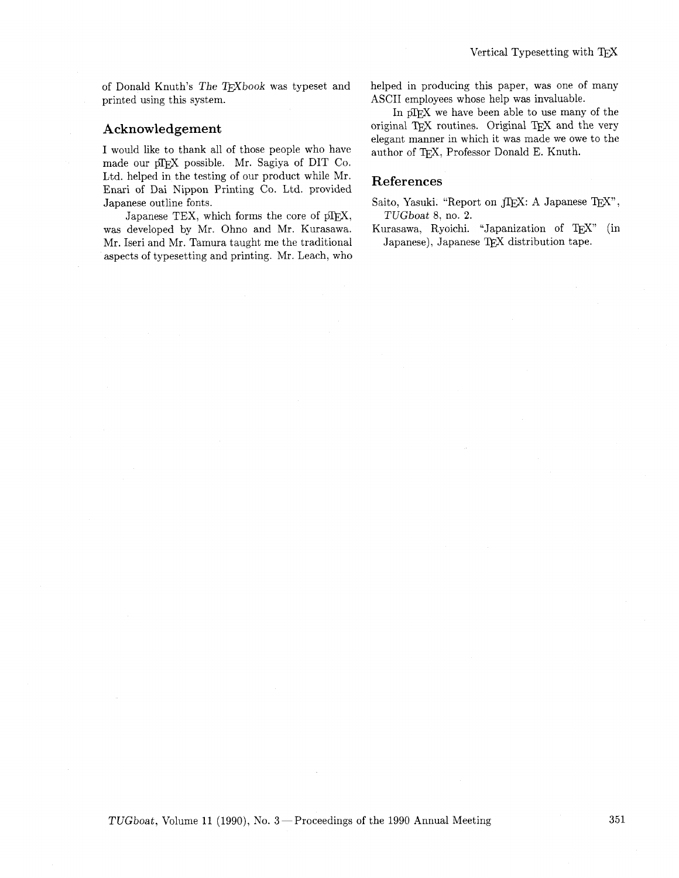of Donald Knuth's *The TEXbook* was typeset and printed using this system.

## Acknowledgement

I would like to thank all of those people who have made our pTEX possible. Mr. Sagiya of DIT Co. Ltd. helped in the testing of our product while Mr. Enari of Dai Nippon Printing Co. Ltd. provided Japanese outline fonts.

Japanese TEX, which forms the core of pTEX, was developed by Mr. Ohno and Mr. Kurasawa. Mr. Iseri and Mr. Tamura taught me the traditional aspects of typesetting and printing. Mr. Leach, who helped in producing this paper, was one of many ASCII employees whose help was invaluable.

In pTEX we have been able to use many of the original TEX routines. Original TEX and the very elegant manner in which it was made we owe to the author of TEX, Professor Donald E. Knuth.

## References

Saito, Yasuki. "Report on jTEX: A Japanese TEX", *TUGboat* 8, no. 2.

Kurasawa, Ryoichi. "Japanization of TEX" (in Japanese), Japanese TEX distribution tape.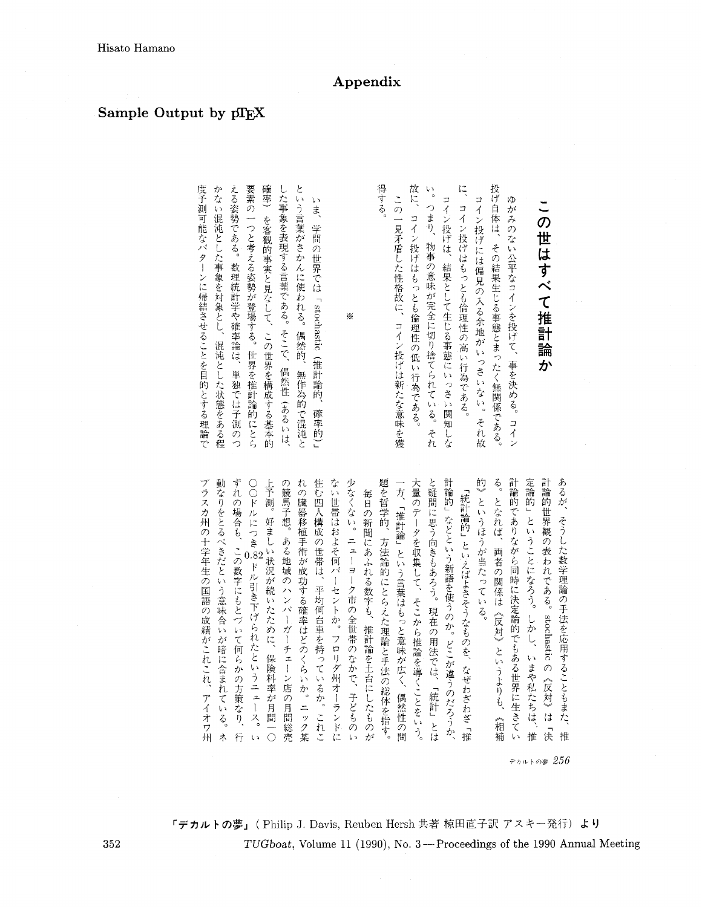# Appendix

## Sample Output by pTEX

### この世はすべて推計論か

ゆがみのない公平なコインを投げて、事を決める。コイン投げ自体は、その結果生じる事態とまったく無関係である。

コイン投げには偏見の入る余地がいっさいない。それ故に、コイン投げはもっとも倫理性の高い行為である。

コイン投げは、結果として生じる事態にいっさい関知しない。つまり、物事の意味が完全に切り捨てられている。それ故に、コイン投げはもっとも倫理性の低い行為である。

この一見矛盾した性格故に、コイン投げは新たな意味を獲得する。

※

いま、学問の世界では「stochastic（推計論的、確率的）」という言葉がさかんに使われる。偶然的、無作為的で混沌とした事象を表現する言葉である。そこで、偶然性（あるいは、確率）を客観的事実と見なして、この世界を構成する基本的要素の一つと考える姿勢が登場する。世界を推計論的にとらえる姿勢である。数理統計学や確率論は、単独では予測のつかない混沌とした事象を対象とし、混沌とした状態をある程度予測可能なパターンに帰結させることを目的とする理論であるが、そうした数学理論の手法を応用することもまた、推計論的世界観の表われである。stochasticの《反対》は「決定論的」ということになろう。しかし、いまや私たちは、推計論的でありながら同時に決定論的でもある世界に生きている。となれば、両者の関係は《反対》というよりも、《相補的》というほうが当たっている。

「統計論的」といえばよさそうなものを、なぜわざわざ「推計論的」などという新語を使うのか。どこが違うのだろうか、と疑問に思う向きもあろう。現在の用法では、「統計」とは大量のデータを収集して、そこから推論を導くことをいう。一方、「推計論」という言葉はもっと意味が広く、偶然性の問題を哲学的、方法論的にとらえた理論と手法の総体を指す。

毎日の新聞にあふれる数字も、推計論を土台にしたものが少なくない。ニューヨーク市の全世帯のなかで、子どものいない世帯はおよそ何パーセントか。フロリダ州オーランドに住む四人構成の世帯は、平均何台車を持っているか。これこれの臓器移植手術が成功する確率はどのくらいか。ニック某の競馬予想。ある地域のハンバーガー・チェーン店の月間総売上予測。好ましい状況が続いたために、保険料率が月間一〇〇ドルにつき0.82ドル引き下げられたというニュース。いずれの場合も、この数字にもとづいて何らかの方策なり、行動なりをとるべきだという意味合いが暗に含まれている。ネブラスカ州の十学年生の国語の成績がこれこれ、アイオワ州

デカルトの夢 *256*

**「デカルトの夢」**（Philip J. Davis, Reuben Hersh 共著 椋田直子訳 アスキー発行）**より**